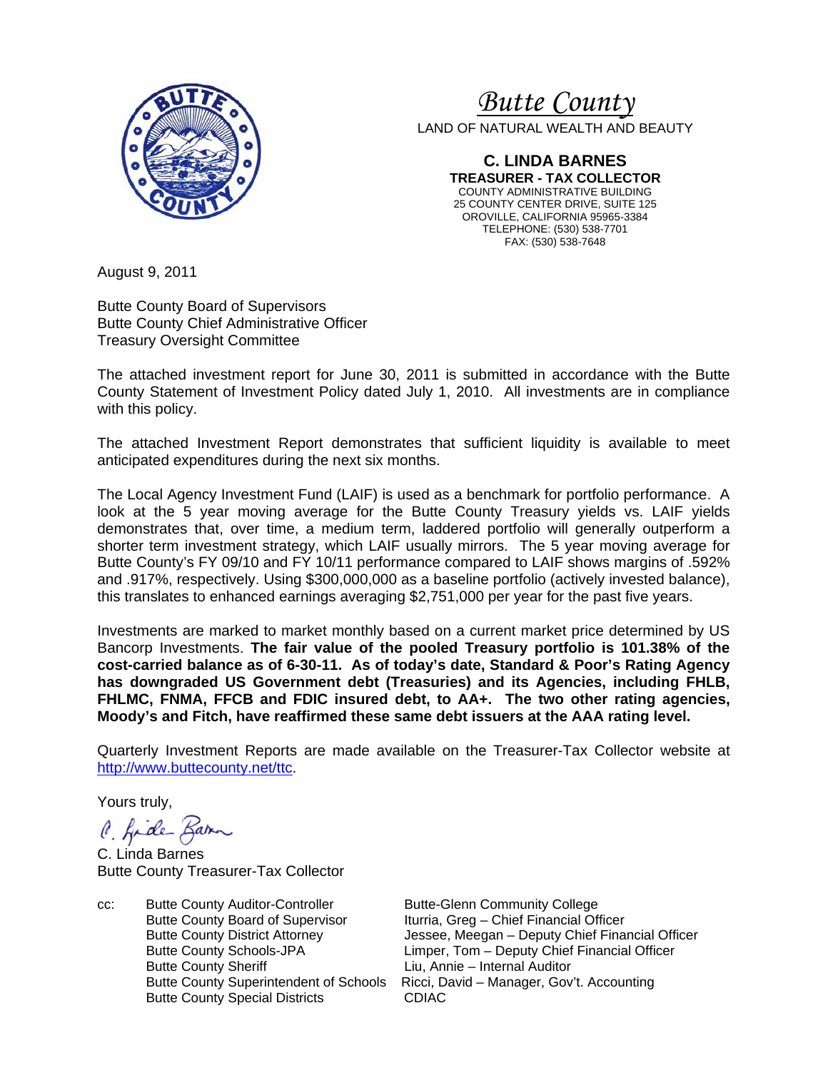# *Butte County*

LAND OF NATURAL WEALTH AND BEAUTY

**C. LINDA BARNES**
**TREASURER - TAX COLLECTOR**
COUNTY ADMINISTRATIVE BUILDING
25 COUNTY CENTER DRIVE, SUITE 125
OROVILLE, CALIFORNIA 95965-3384
TELEPHONE: (530) 538-7701
FAX: (530) 538-7648

August 9, 2011

Butte County Board of Supervisors
Butte County Chief Administrative Officer
Treasury Oversight Committee

The attached investment report for June 30, 2011 is submitted in accordance with the Butte County Statement of Investment Policy dated July 1, 2010. All investments are in compliance with this policy.

The attached Investment Report demonstrates that sufficient liquidity is available to meet anticipated expenditures during the next six months.

The Local Agency Investment Fund (LAIF) is used as a benchmark for portfolio performance. A look at the 5 year moving average for the Butte County Treasury yields vs. LAIF yields demonstrates that, over time, a medium term, laddered portfolio will generally outperform a shorter term investment strategy, which LAIF usually mirrors. The 5 year moving average for Butte County's FY 09/10 and FY 10/11 performance compared to LAIF shows margins of .592% and .917%, respectively. Using $300,000,000 as a baseline portfolio (actively invested balance), this translates to enhanced earnings averaging $2,751,000 per year for the past five years.

Investments are marked to market monthly based on a current market price determined by US Bancorp Investments. **The fair value of the pooled Treasury portfolio is 101.38% of the cost-carried balance as of 6-30-11. As of today's date, Standard & Poor's Rating Agency has downgraded US Government debt (Treasuries) and its Agencies, including FHLB, FHLMC, FNMA, FFCB and FDIC insured debt, to AA+. The two other rating agencies, Moody's and Fitch, have reaffirmed these same debt issuers at the AAA rating level.**

Quarterly Investment Reports are made available on the Treasurer-Tax Collector website at http://www.buttecounty.net/ttc.

Yours truly,

C. Linda Barnes
Butte County Treasurer-Tax Collector

cc:
Butte County Auditor-Controller
Butte County Board of Supervisor
Butte County District Attorney
Butte County Schools-JPA
Butte County Sheriff
Butte County Superintendent of Schools
Butte County Special Districts
Butte-Glenn Community College
Iturria, Greg – Chief Financial Officer
Jessee, Meegan – Deputy Chief Financial Officer
Limper, Tom – Deputy Chief Financial Officer
Liu, Annie – Internal Auditor
Ricci, David – Manager, Gov't. Accounting
CDIAC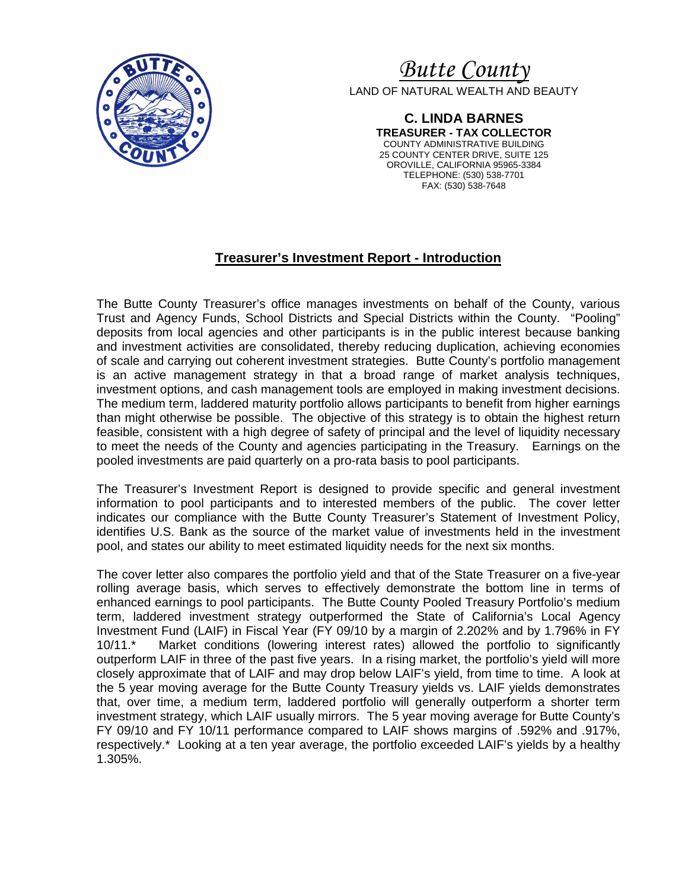*Butte County*

LAND OF NATURAL WEALTH AND BEAUTY

**C. LINDA BARNES**
**TREASURER - TAX COLLECTOR**
COUNTY ADMINISTRATIVE BUILDING
25 COUNTY CENTER DRIVE, SUITE 125
OROVILLE, CALIFORNIA 95965-3384
TELEPHONE: (530) 538-7701
FAX: (530) 538-7648

## Treasurer's Investment Report - Introduction

The Butte County Treasurer's office manages investments on behalf of the County, various Trust and Agency Funds, School Districts and Special Districts within the County. "Pooling" deposits from local agencies and other participants is in the public interest because banking and investment activities are consolidated, thereby reducing duplication, achieving economies of scale and carrying out coherent investment strategies. Butte County's portfolio management is an active management strategy in that a broad range of market analysis techniques, investment options, and cash management tools are employed in making investment decisions. The medium term, laddered maturity portfolio allows participants to benefit from higher earnings than might otherwise be possible. The objective of this strategy is to obtain the highest return feasible, consistent with a high degree of safety of principal and the level of liquidity necessary to meet the needs of the County and agencies participating in the Treasury. Earnings on the pooled investments are paid quarterly on a pro-rata basis to pool participants.

The Treasurer's Investment Report is designed to provide specific and general investment information to pool participants and to interested members of the public. The cover letter indicates our compliance with the Butte County Treasurer's Statement of Investment Policy, identifies U.S. Bank as the source of the market value of investments held in the investment pool, and states our ability to meet estimated liquidity needs for the next six months.

The cover letter also compares the portfolio yield and that of the State Treasurer on a five-year rolling average basis, which serves to effectively demonstrate the bottom line in terms of enhanced earnings to pool participants. The Butte County Pooled Treasury Portfolio's medium term, laddered investment strategy outperformed the State of California's Local Agency Investment Fund (LAIF) in Fiscal Year (FY 09/10 by a margin of 2.202% and by 1.796% in FY 10/11.* Market conditions (lowering interest rates) allowed the portfolio to significantly outperform LAIF in three of the past five years. In a rising market, the portfolio's yield will more closely approximate that of LAIF and may drop below LAIF's yield, from time to time. A look at the 5 year moving average for the Butte County Treasury yields vs. LAIF yields demonstrates that, over time, a medium term, laddered portfolio will generally outperform a shorter term investment strategy, which LAIF usually mirrors. The 5 year moving average for Butte County's FY 09/10 and FY 10/11 performance compared to LAIF shows margins of .592% and .917%, respectively.* Looking at a ten year average, the portfolio exceeded LAIF's yields by a healthy 1.305%.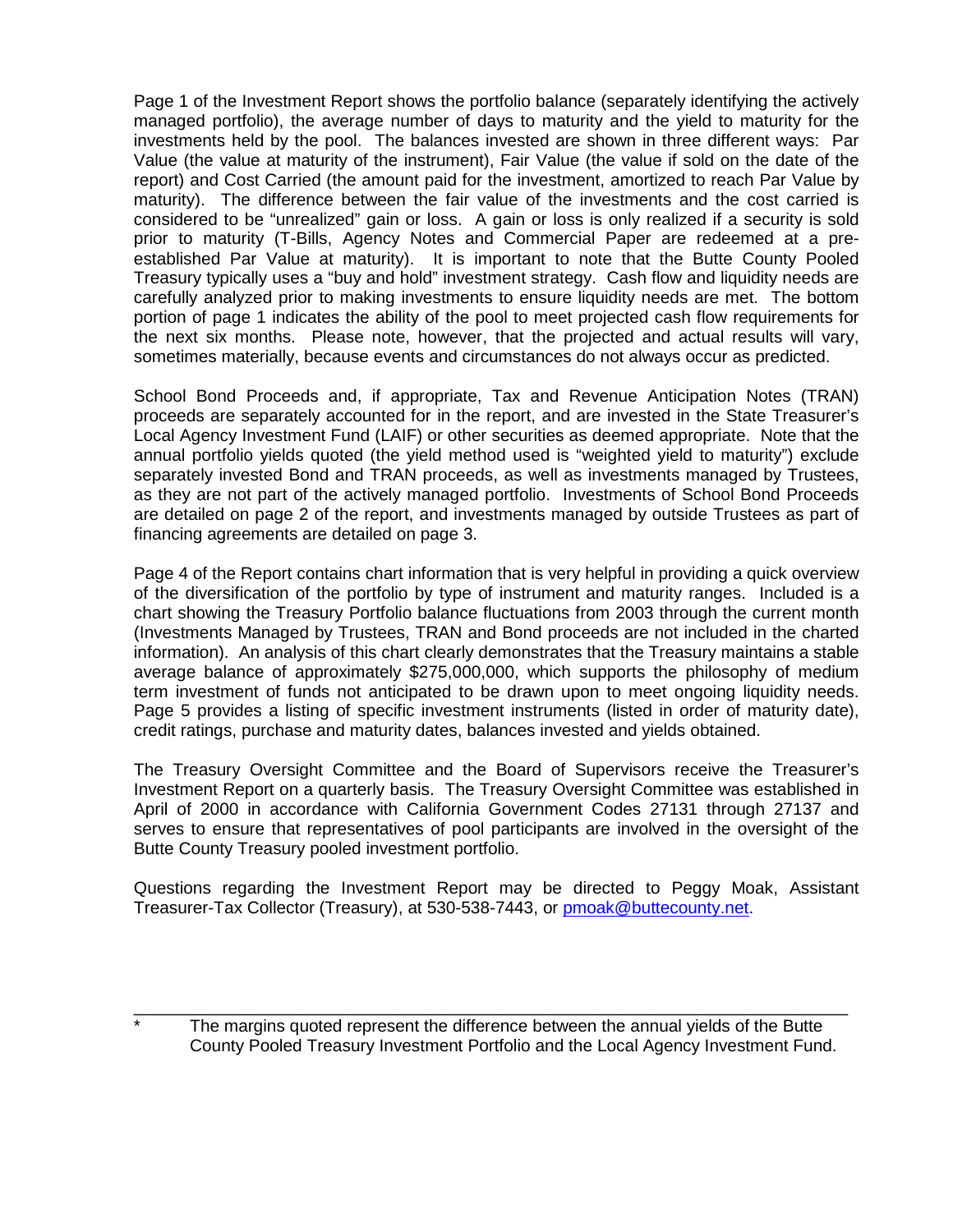Page 1 of the Investment Report shows the portfolio balance (separately identifying the actively managed portfolio), the average number of days to maturity and the yield to maturity for the investments held by the pool. The balances invested are shown in three different ways: Par Value (the value at maturity of the instrument), Fair Value (the value if sold on the date of the report) and Cost Carried (the amount paid for the investment, amortized to reach Par Value by maturity). The difference between the fair value of the investments and the cost carried is considered to be "unrealized" gain or loss. A gain or loss is only realized if a security is sold prior to maturity (T-Bills, Agency Notes and Commercial Paper are redeemed at a pre-established Par Value at maturity). It is important to note that the Butte County Pooled Treasury typically uses a "buy and hold" investment strategy. Cash flow and liquidity needs are carefully analyzed prior to making investments to ensure liquidity needs are met. The bottom portion of page 1 indicates the ability of the pool to meet projected cash flow requirements for the next six months. Please note, however, that the projected and actual results will vary, sometimes materially, because events and circumstances do not always occur as predicted.

School Bond Proceeds and, if appropriate, Tax and Revenue Anticipation Notes (TRAN) proceeds are separately accounted for in the report, and are invested in the State Treasurer's Local Agency Investment Fund (LAIF) or other securities as deemed appropriate. Note that the annual portfolio yields quoted (the yield method used is "weighted yield to maturity") exclude separately invested Bond and TRAN proceeds, as well as investments managed by Trustees, as they are not part of the actively managed portfolio. Investments of School Bond Proceeds are detailed on page 2 of the report, and investments managed by outside Trustees as part of financing agreements are detailed on page 3.

Page 4 of the Report contains chart information that is very helpful in providing a quick overview of the diversification of the portfolio by type of instrument and maturity ranges. Included is a chart showing the Treasury Portfolio balance fluctuations from 2003 through the current month (Investments Managed by Trustees, TRAN and Bond proceeds are not included in the charted information). An analysis of this chart clearly demonstrates that the Treasury maintains a stable average balance of approximately $275,000,000, which supports the philosophy of medium term investment of funds not anticipated to be drawn upon to meet ongoing liquidity needs. Page 5 provides a listing of specific investment instruments (listed in order of maturity date), credit ratings, purchase and maturity dates, balances invested and yields obtained.

The Treasury Oversight Committee and the Board of Supervisors receive the Treasurer's Investment Report on a quarterly basis. The Treasury Oversight Committee was established in April of 2000 in accordance with California Government Codes 27131 through 27137 and serves to ensure that representatives of pool participants are involved in the oversight of the Butte County Treasury pooled investment portfolio.

Questions regarding the Investment Report may be directed to Peggy Moak, Assistant Treasurer-Tax Collector (Treasury), at 530-538-7443, or [pmoak@buttecounty.net](mailto:pmoak@buttecounty.net).

---

\* The margins quoted represent the difference between the annual yields of the Butte County Pooled Treasury Investment Portfolio and the Local Agency Investment Fund.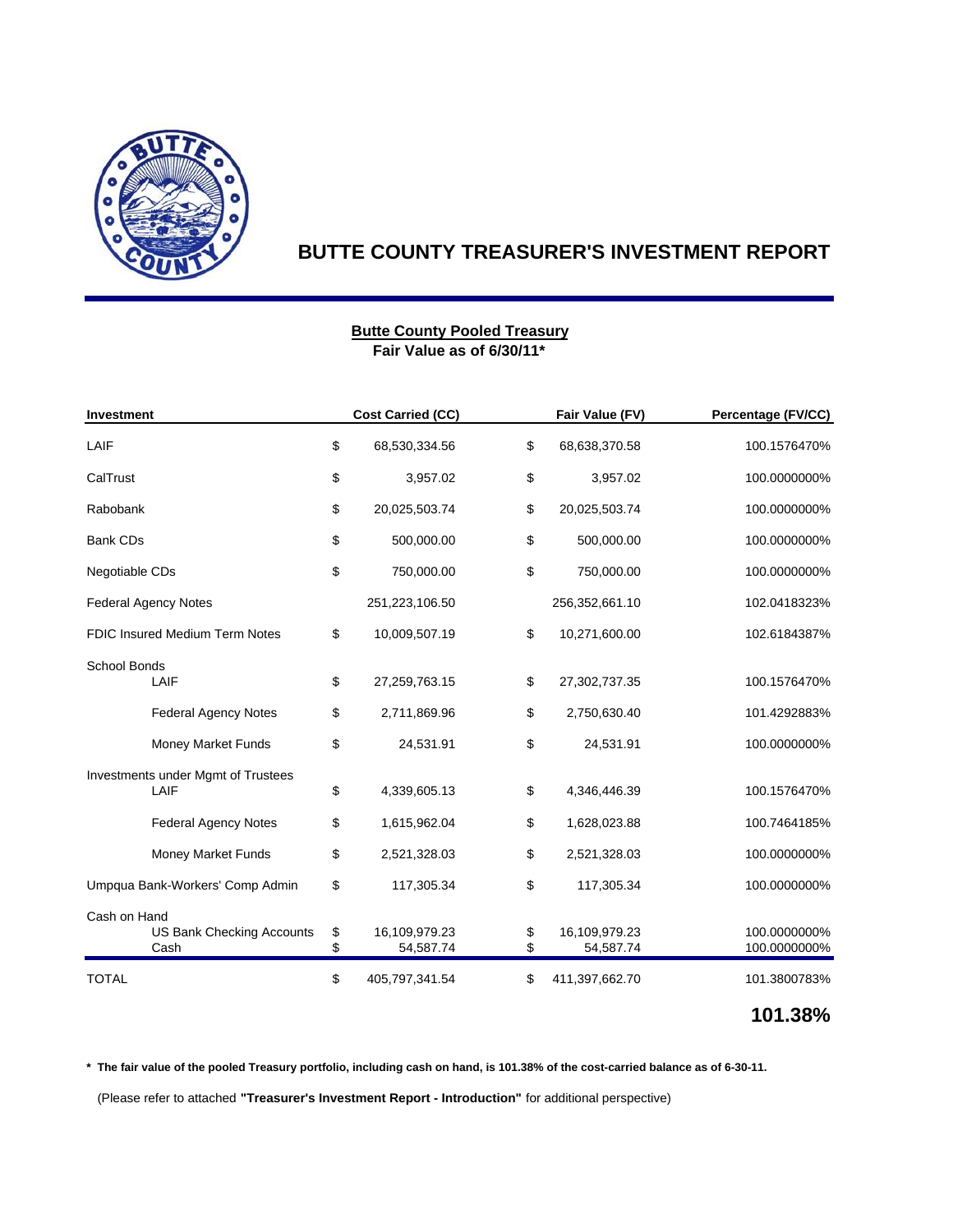# BUTTE COUNTY TREASURER'S INVESTMENT REPORT

**Butte County Pooled Treasury**
**Fair Value as of 6/30/11***

| Investment | Cost Carried (CC) | Fair Value (FV) | Percentage (FV/CC) |
|---|---|---|---|
| LAIF | $ 68,530,334.56 | $ 68,638,370.58 | 100.1576470% |
| CalTrust | $ 3,957.02 | $ 3,957.02 | 100.0000000% |
| Rabobank | $ 20,025,503.74 | $ 20,025,503.74 | 100.0000000% |
| Bank CDs | $ 500,000.00 | $ 500,000.00 | 100.0000000% |
| Negotiable CDs | $ 750,000.00 | $ 750,000.00 | 100.0000000% |
| Federal Agency Notes | 251,223,106.50 | 256,352,661.10 | 102.0418323% |
| FDIC Insured Medium Term Notes | $ 10,009,507.19 | $ 10,271,600.00 | 102.6184387% |
| School Bonds | | | |
| LAIF | $ 27,259,763.15 | $ 27,302,737.35 | 100.1576470% |
| Federal Agency Notes | $ 2,711,869.96 | $ 2,750,630.40 | 101.4292883% |
| Money Market Funds | $ 24,531.91 | $ 24,531.91 | 100.0000000% |
| Investments under Mgmt of Trustees | | | |
| LAIF | $ 4,339,605.13 | $ 4,346,446.39 | 100.1576470% |
| Federal Agency Notes | $ 1,615,962.04 | $ 1,628,023.88 | 100.7464185% |
| Money Market Funds | $ 2,521,328.03 | $ 2,521,328.03 | 100.0000000% |
| Umpqua Bank-Workers' Comp Admin | $ 117,305.34 | $ 117,305.34 | 100.0000000% |
| Cash on Hand | | | |
| US Bank Checking Accounts | $ 16,109,979.23 | $ 16,109,979.23 | 100.0000000% |
| Cash | $ 54,587.74 | $ 54,587.74 | 100.0000000% |
| TOTAL | $ 405,797,341.54 | $ 411,397,662.70 | 101.3800783% |

**101.38%**

**\* The fair value of the pooled Treasury portfolio, including cash on hand, is 101.38% of the cost-carried balance as of 6-30-11.**

(Please refer to attached **"Treasurer's Investment Report - Introduction"** for additional perspective)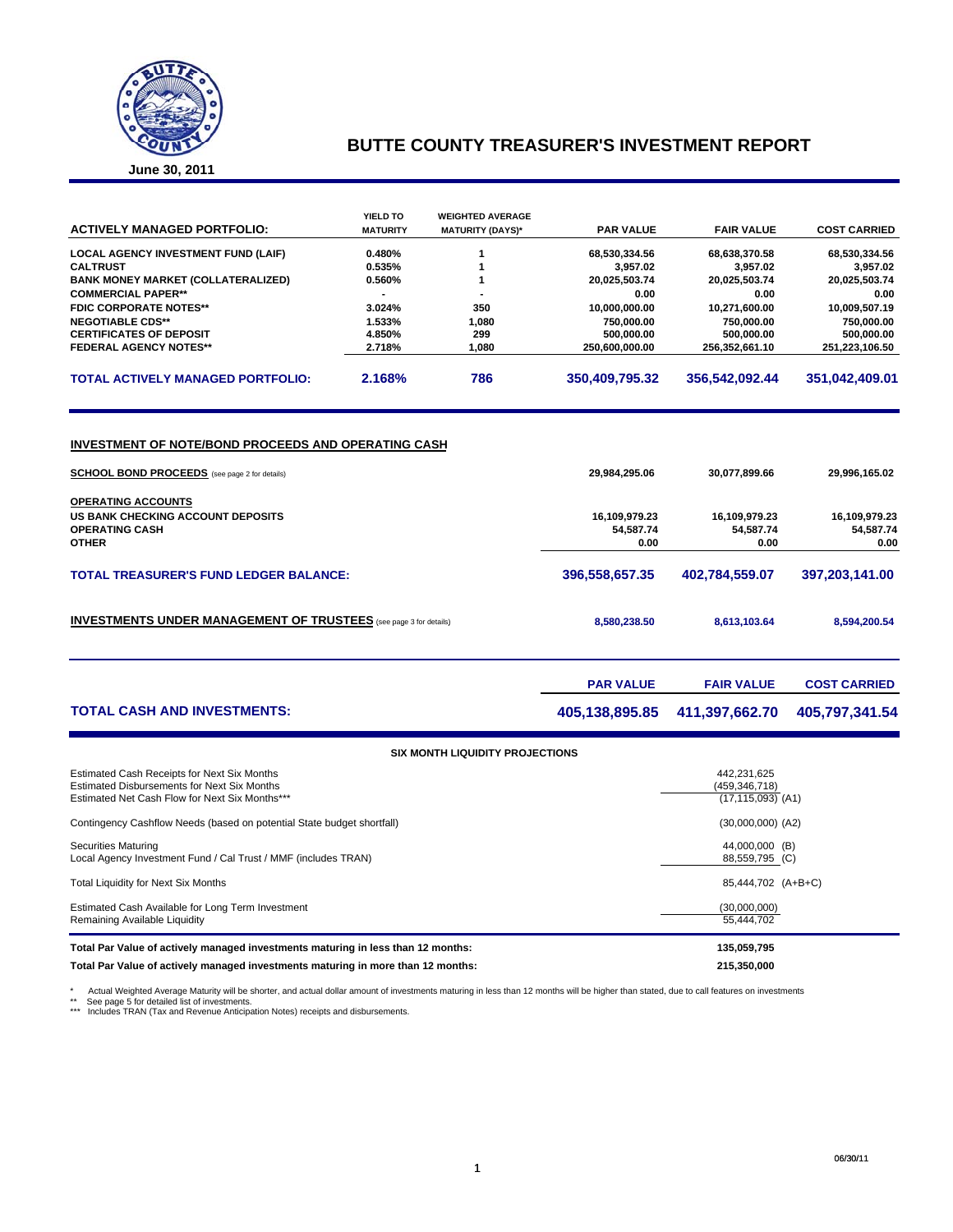# BUTTE COUNTY TREASURER'S INVESTMENT REPORT

**June 30, 2011**

| ACTIVELY MANAGED PORTFOLIO: | YIELD TO MATURITY | WEIGHTED AVERAGE MATURITY (DAYS)* | PAR VALUE | FAIR VALUE | COST CARRIED |
|---|---|---|---|---|---|
| LOCAL AGENCY INVESTMENT FUND (LAIF) | 0.480% | 1 | 68,530,334.56 | 68,638,370.58 | 68,530,334.56 |
| CALTRUST | 0.535% | 1 | 3,957.02 | 3,957.02 | 3,957.02 |
| BANK MONEY MARKET (COLLATERALIZED) | 0.560% | 1 | 20,025,503.74 | 20,025,503.74 | 20,025,503.74 |
| COMMERCIAL PAPER** | - | - | 0.00 | 0.00 | 0.00 |
| FDIC CORPORATE NOTES** | 3.024% | 350 | 10,000,000.00 | 10,271,600.00 | 10,009,507.19 |
| NEGOTIABLE CDS** | 1.533% | 1,080 | 750,000.00 | 750,000.00 | 750,000.00 |
| CERTIFICATES OF DEPOSIT | 4.850% | 299 | 500,000.00 | 500,000.00 | 500,000.00 |
| FEDERAL AGENCY NOTES** | 2.718% | 1,080 | 250,600,000.00 | 256,352,661.10 | 251,223,106.50 |
| **TOTAL ACTIVELY MANAGED PORTFOLIO:** | **2.168%** | **786** | **350,409,795.32** | **356,542,092.44** | **351,042,409.01** |

## INVESTMENT OF NOTE/BOND PROCEEDS AND OPERATING CASH

| | PAR VALUE | FAIR VALUE | COST CARRIED |
|---|---|---|---|
| **SCHOOL BOND PROCEEDS** (see page 2 for details) | 29,984,295.06 | 30,077,899.66 | 29,996,165.02 |
| **OPERATING ACCOUNTS** | | | |
| US BANK CHECKING ACCOUNT DEPOSITS | 16,109,979.23 | 16,109,979.23 | 16,109,979.23 |
| OPERATING CASH | 54,587.74 | 54,587.74 | 54,587.74 |
| OTHER | 0.00 | 0.00 | 0.00 |
| **TOTAL TREASURER'S FUND LEDGER BALANCE:** | **396,558,657.35** | **402,784,559.07** | **397,203,141.00** |
| **INVESTMENTS UNDER MANAGEMENT OF TRUSTEES** (see page 3 for details) | 8,580,238.50 | 8,613,103.64 | 8,594,200.54 |

| | PAR VALUE | FAIR VALUE | COST CARRIED |
|---|---|---|---|
| **TOTAL CASH AND INVESTMENTS:** | **405,138,895.85** | **411,397,662.70** | **405,797,341.54** |

### SIX MONTH LIQUIDITY PROJECTIONS

| | |
|---|---|
| Estimated Cash Receipts for Next Six Months | 442,231,625 |
| Estimated Disbursements for Next Six Months | (459,346,718) |
| Estimated Net Cash Flow for Next Six Months*** | (17,115,093) (A1) |
| Contingency Cashflow Needs (based on potential State budget shortfall) | (30,000,000) (A2) |
| Securities Maturing | 44,000,000 (B) |
| Local Agency Investment Fund / Cal Trust / MMF (includes TRAN) | 88,559,795 (C) |
| Total Liquidity for Next Six Months | 85,444,702 (A+B+C) |
| Estimated Cash Available for Long Term Investment | (30,000,000) |
| Remaining Available Liquidity | 55,444,702 |

| | |
|---|---|
| **Total Par Value of actively managed investments maturing in less than 12 months:** | **135,059,795** |
| **Total Par Value of actively managed investments maturing in more than 12 months:** | **215,350,000** |

\* Actual Weighted Average Maturity will be shorter, and actual dollar amount of investments maturing in less than 12 months will be higher than stated, due to call features on investments

\*\* See page 5 for detailed list of investments.

\*\*\* Includes TRAN (Tax and Revenue Anticipation Notes) receipts and disbursements.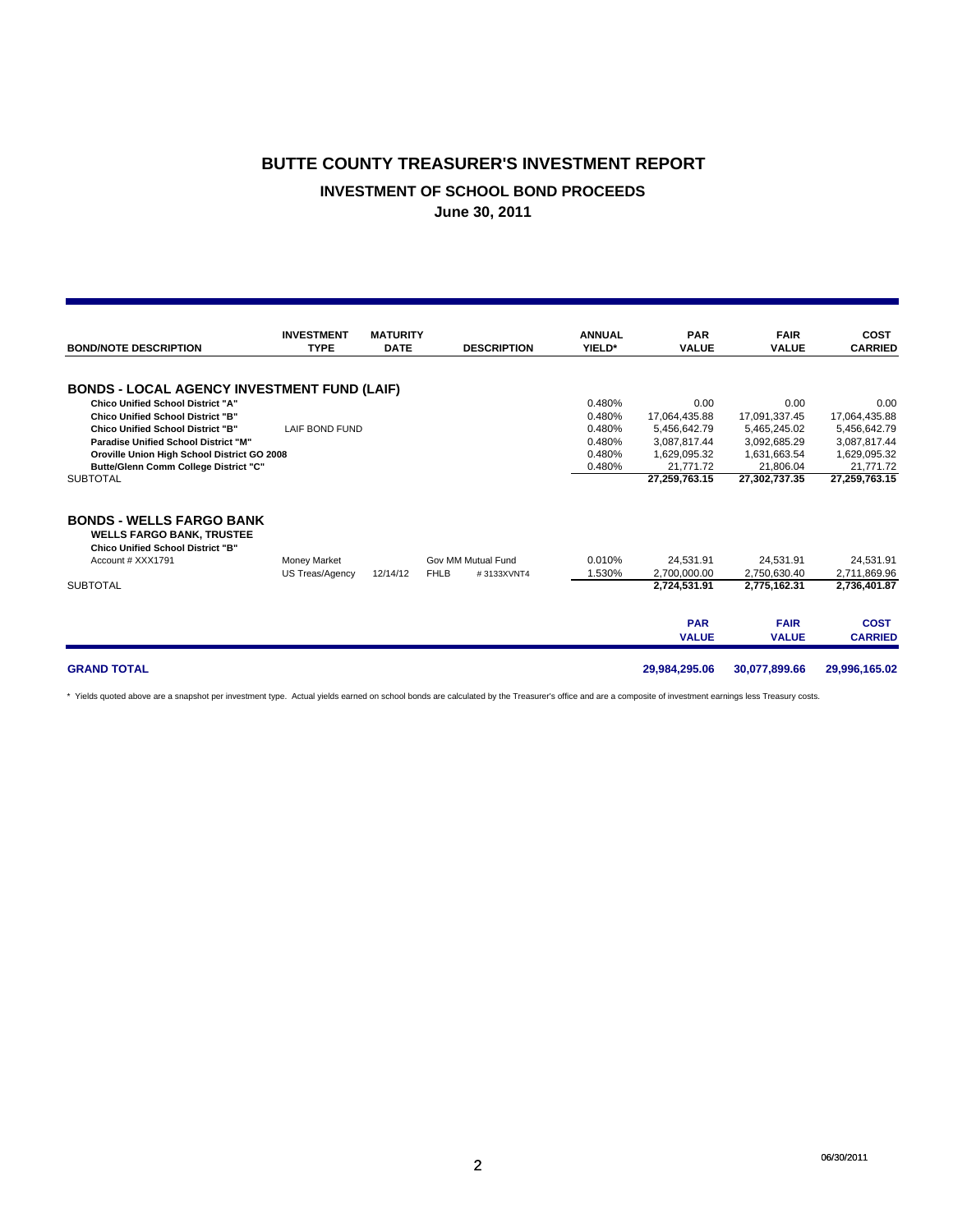# BUTTE COUNTY TREASURER'S INVESTMENT REPORT

## INVESTMENT OF SCHOOL BOND PROCEEDS

### June 30, 2011

| BOND/NOTE DESCRIPTION | INVESTMENT TYPE | MATURITY DATE | DESCRIPTION | | ANNUAL YIELD* | PAR VALUE | FAIR VALUE | COST CARRIED |
|---|---|---|---|---|---|---|---|---|
| **BONDS - LOCAL AGENCY INVESTMENT FUND (LAIF)** | | | | | | | | |
| **Chico Unified School District "A"** | | | | | 0.480% | 0.00 | 0.00 | 0.00 |
| **Chico Unified School District "B"** | | | | | 0.480% | 17,064,435.88 | 17,091,337.45 | 17,064,435.88 |
| **Chico Unified School District "B"** | LAIF BOND FUND | | | | 0.480% | 5,456,642.79 | 5,465,245.02 | 5,456,642.79 |
| **Paradise Unified School District "M"** | | | | | 0.480% | 3,087,817.44 | 3,092,685.29 | 3,087,817.44 |
| **Oroville Union High School District GO 2008** | | | | | 0.480% | 1,629,095.32 | 1,631,663.54 | 1,629,095.32 |
| **Butte/Glenn Comm College District "C"** | | | | | 0.480% | 21,771.72 | 21,806.04 | 21,771.72 |
| SUBTOTAL | | | | | | **27,259,763.15** | **27,302,737.35** | **27,259,763.15** |
| **BONDS - WELLS FARGO BANK** | | | | | | | | |
| **WELLS FARGO BANK, TRUSTEE** | | | | | | | | |
| **Chico Unified School District "B"** | | | | | | | | |
| Account # XXX1791 | Money Market | | Gov MM Mutual Fund | | 0.010% | 24,531.91 | 24,531.91 | 24,531.91 |
| | US Treas/Agency | 12/14/12 | FHLB | # 3133XVNT4 | 1.530% | 2,700,000.00 | 2,750,630.40 | 2,711,869.96 |
| SUBTOTAL | | | | | | **2,724,531.91** | **2,775,162.31** | **2,736,401.87** |
| | | | | | | **PAR VALUE** | **FAIR VALUE** | **COST CARRIED** |
| **GRAND TOTAL** | | | | | | **29,984,295.06** | **30,077,899.66** | **29,996,165.02** |

\* Yields quoted above are a snapshot per investment type. Actual yields earned on school bonds are calculated by the Treasurer's office and are a composite of investment earnings less Treasury costs.

06/30/2011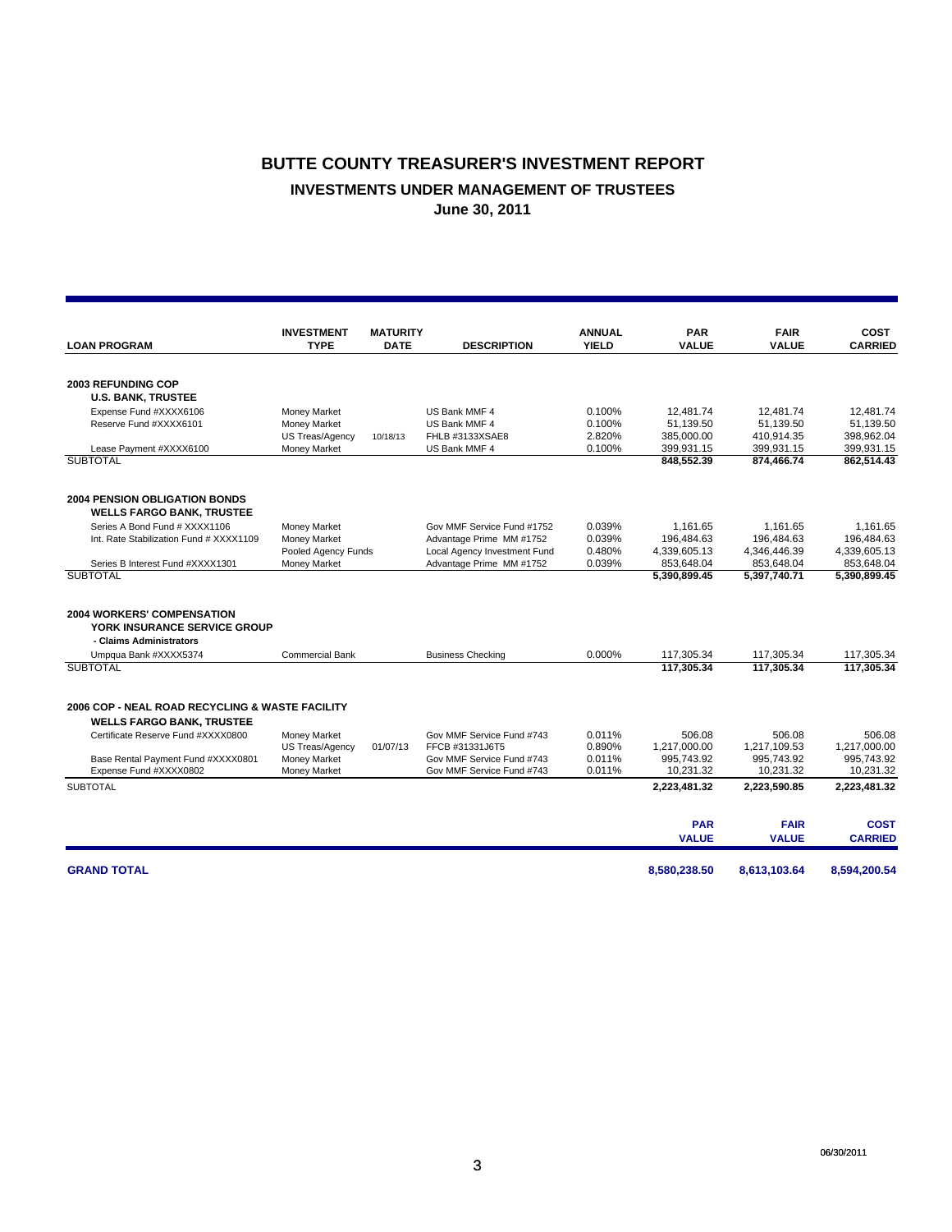# BUTTE COUNTY TREASURER'S INVESTMENT REPORT

## INVESTMENTS UNDER MANAGEMENT OF TRUSTEES

### June 30, 2011

| LOAN PROGRAM | INVESTMENT TYPE | MATURITY DATE | DESCRIPTION | ANNUAL YIELD | PAR VALUE | FAIR VALUE | COST CARRIED |
|---|---|---|---|---|---|---|---|
| **2003 REFUNDING COP** | | | | | | | |
| **U.S. BANK, TRUSTEE** | | | | | | | |
| Expense Fund #XXXX6106 | Money Market | | US Bank MMF 4 | 0.100% | 12,481.74 | 12,481.74 | 12,481.74 |
| Reserve Fund #XXXX6101 | Money Market | | US Bank MMF 4 | 0.100% | 51,139.50 | 51,139.50 | 51,139.50 |
| | US Treas/Agency | 10/18/13 | FHLB #3133XSAE8 | 2.820% | 385,000.00 | 410,914.35 | 398,962.04 |
| Lease Payment #XXXX6100 | Money Market | | US Bank MMF 4 | 0.100% | 399,931.15 | 399,931.15 | 399,931.15 |
| SUBTOTAL | | | | | 848,552.39 | 874,466.74 | 862,514.43 |
| **2004 PENSION OBLIGATION BONDS** | | | | | | | |
| **WELLS FARGO BANK, TRUSTEE** | | | | | | | |
| Series A Bond Fund # XXXX1106 | Money Market | | Gov MMF Service Fund #1752 | 0.039% | 1,161.65 | 1,161.65 | 1,161.65 |
| Int. Rate Stabilization Fund # XXXX1109 | Money Market | | Advantage Prime MM #1752 | 0.039% | 196,484.63 | 196,484.63 | 196,484.63 |
| | Pooled Agency Funds | | Local Agency Investment Fund | 0.480% | 4,339,605.13 | 4,346,446.39 | 4,339,605.13 |
| Series B Interest Fund #XXXX1301 | Money Market | | Advantage Prime MM #1752 | 0.039% | 853,648.04 | 853,648.04 | 853,648.04 |
| SUBTOTAL | | | | | 5,390,899.45 | 5,397,740.71 | 5,390,899.45 |
| **2004 WORKERS' COMPENSATION** | | | | | | | |
| **YORK INSURANCE SERVICE GROUP** | | | | | | | |
| **- Claims Administrators** | | | | | | | |
| Umpqua Bank #XXXX5374 | Commercial Bank | | Business Checking | 0.000% | 117,305.34 | 117,305.34 | 117,305.34 |
| SUBTOTAL | | | | | 117,305.34 | 117,305.34 | 117,305.34 |
| **2006 COP - NEAL ROAD RECYCLING & WASTE FACILITY** | | | | | | | |
| **WELLS FARGO BANK, TRUSTEE** | | | | | | | |
| Certificate Reserve Fund #XXXX0800 | Money Market | | Gov MMF Service Fund #743 | 0.011% | 506.08 | 506.08 | 506.08 |
| | US Treas/Agency | 01/07/13 | FFCB #31331J6T5 | 0.890% | 1,217,000.00 | 1,217,109.53 | 1,217,000.00 |
| Base Rental Payment Fund #XXXX0801 | Money Market | | Gov MMF Service Fund #743 | 0.011% | 995,743.92 | 995,743.92 | 995,743.92 |
| Expense Fund #XXXX0802 | Money Market | | Gov MMF Service Fund #743 | 0.011% | 10,231.32 | 10,231.32 | 10,231.32 |
| SUBTOTAL | | | | | 2,223,481.32 | 2,223,590.85 | 2,223,481.32 |
| | | | | | **PAR VALUE** | **FAIR VALUE** | **COST CARRIED** |
| **GRAND TOTAL** | | | | | **8,580,238.50** | **8,613,103.64** | **8,594,200.54** |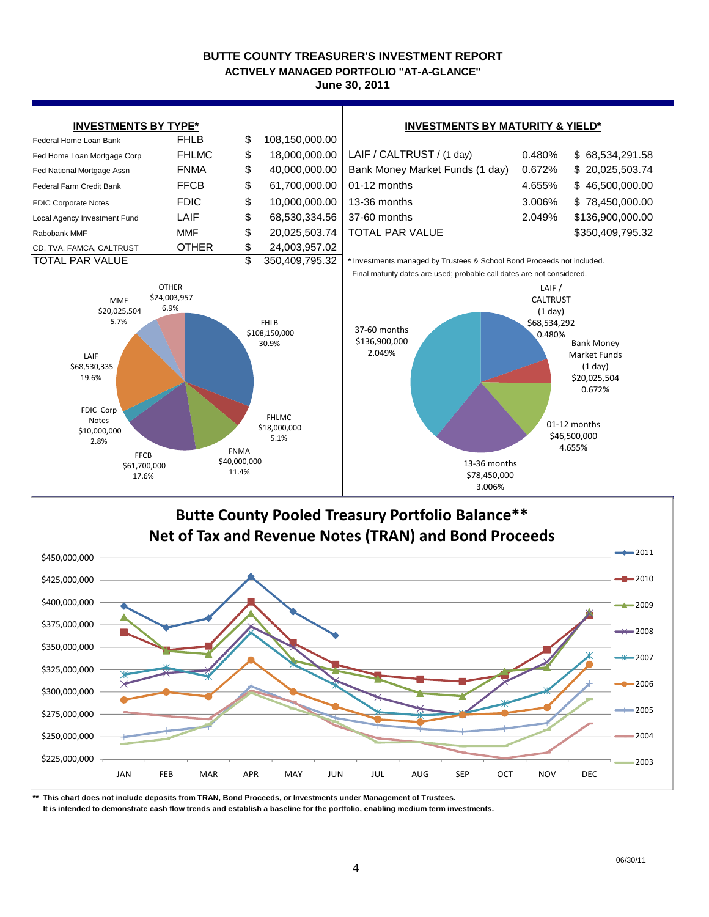# BUTTE COUNTY TREASURER'S INVESTMENT REPORT

## ACTIVELY MANAGED PORTFOLIO "AT-A-GLANCE"

**June 30, 2011**

### INVESTMENTS BY TYPE*

| | | | |
|---|---|---|---|
| Federal Home Loan Bank | FHLB | $ | 108,150,000.00 |
| Fed Home Loan Mortgage Corp | FHLMC | $ | 18,000,000.00 |
| Fed National Mortgage Assn | FNMA | $ | 40,000,000.00 |
| Federal Farm Credit Bank | FFCB | $ | 61,700,000.00 |
| FDIC Corporate Notes | FDIC | $ | 10,000,000.00 |
| Local Agency Investment Fund | LAIF | $ | 68,530,334.56 |
| Rabobank MMF | MMF | $ | 20,025,503.74 |
| CD, TVA, FAMCA, CALTRUST | OTHER | $ | 24,003,957.02 |
| TOTAL PAR VALUE | | $ | 350,409,795.32 |

FHLB $108,150,000 30.9%; FHLMC $18,000,000 5.1%; FNMA $40,000,000 11.4%; FFCB $61,700,000 17.6%; FDIC Corp Notes $10,000,000 2.8%; LAIF $68,530,335 19.6%; MMF $20,025,504 5.7%; OTHER $24,003,957 6.9%

### INVESTMENTS BY MATURITY & YIELD*

| | | |
|---|---|---|
| LAIF / CALTRUST / (1 day) | 0.480% | $ 68,534,291.58 |
| Bank Money Market Funds (1 day) | 0.672% | $ 20,025,503.74 |
| 01-12 months | 4.655% | $ 46,500,000.00 |
| 13-36 months | 3.006% | $ 78,450,000.00 |
| 37-60 months | 2.049% | $136,900,000.00 |
| TOTAL PAR VALUE | | $350,409,795.32 |

\* Investments managed by Trustees & School Bond Proceeds not included. Final maturity dates are used; probable call dates are not considered.

LAIF / CALTRUST (1 day) $68,534,292 0.480%; Bank Money Market Funds (1 day) $20,025,504 0.672%; 01-12 months $46,500,000 4.655%; 13-36 months $78,450,000 3.006%; 37-60 months $136,900,000 2.049%

## Butte County Pooled Treasury Portfolio Balance**
## Net of Tax and Revenue Notes (TRAN) and Bond Proceeds

\*\* This chart does not include deposits from TRAN, Bond Proceeds, or Investments under Management of Trustees. It is intended to demonstrate cash flow trends and establish a baseline for the portfolio, enabling medium term investments.

06/30/11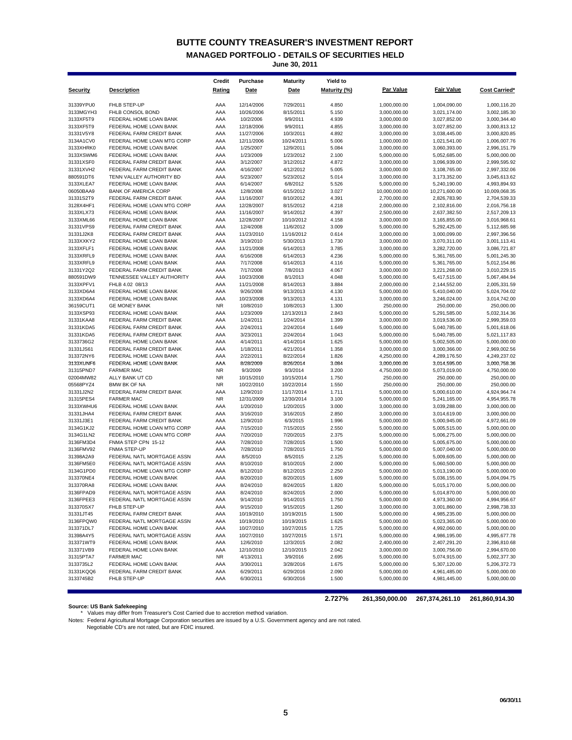# BUTTE COUNTY TREASURER'S INVESTMENT REPORT

## MANAGED PORTFOLIO - DETAILS OF SECURITIES HELD

**June 30, 2011**

| Security | Description | Credit Rating | Purchase Date | Maturity Date | Yield to Maturity (%) | Par Value | Fair Value | Cost Carried* |
|---|---|---|---|---|---|---|---|---|
| 31339YPU0 | FHLB STEP-UP | AAA | 12/14/2006 | 7/29/2011 | 4.850 | 1,000,000.00 | 1,004,090.00 | 1,000,116.20 |
| 3133MGYH3 | FHLB CONSOL BOND | AAA | 10/26/2006 | 8/15/2011 | 5.150 | 3,000,000.00 | 3,021,174.00 | 3,002,185.30 |
| 3133XF5T9 | FEDERAL HOME LOAN BANK | AAA | 10/2/2006 | 9/9/2011 | 4.939 | 3,000,000.00 | 3,027,852.00 | 3,000,344.40 |
| 3133XF5T9 | FEDERAL HOME LOAN BANK | AAA | 12/18/2006 | 9/9/2011 | 4.855 | 3,000,000.00 | 3,027,852.00 | 3,000,813.12 |
| 31331V5Y8 | FEDERAL FARM CREDIT BANK | AAA | 11/27/2006 | 10/3/2011 | 4.892 | 3,000,000.00 | 3,038,445.00 | 3,000,820.85 |
| 3134A1CV0 | FEDERAL HOME LOAN MTG CORP | AAA | 12/11/2006 | 10/24/2011 | 5.006 | 1,000,000.00 | 1,021,541.00 | 1,006,007.76 |
| 3133XHRK0 | FEDERAL HOME LOAN BANK | AAA | 1/25/2007 | 12/9/2011 | 5.084 | 3,000,000.00 | 3,060,393.00 | 2,996,151.79 |
| 3133XSWM6 | FEDERAL HOME LOAN BANK | AAA | 1/23/2009 | 1/23/2012 | 2.100 | 5,000,000.00 | 5,052,685.00 | 5,000,000.00 |
| 31331XSF0 | FEDERAL FARM CREDIT BANK | AAA | 3/12/2007 | 3/12/2012 | 4.872 | 3,000,000.00 | 3,096,939.00 | 2,999,595.92 |
| 31331XVH2 | FEDERAL FARM CREDIT BANK | AAA | 4/16/2007 | 4/12/2012 | 5.005 | 3,000,000.00 | 3,108,765.00 | 2,997,332.06 |
| 880591DT6 | TENN VALLEY AUTHORITY BD | AAA | 5/23/2007 | 5/23/2012 | 5.014 | 3,000,000.00 | 3,173,352.00 | 3,045,613.62 |
| 3133XLEA7 | FEDERAL HOME LOAN BANK | AAA | 6/14/2007 | 6/8/2012 | 5.526 | 5,000,000.00 | 5,240,190.00 | 4,993,894.93 |
| 06050BAA9 | BANK OF AMERICA CORP | AAA | 12/8/2008 | 6/15/2012 | 3.027 | 10,000,000.00 | 10,271,600.00 | 10,009,068.35 |
| 31331S2T9 | FEDERAL FARM CREDIT BANK | AAA | 11/16/2007 | 8/10/2012 | 4.391 | 2,700,000.00 | 2,826,783.90 | 2,704,539.33 |
| 3128X4HF1 | FEDERAL HOME LOAN MTG CORP | AAA | 12/28/2007 | 8/15/2012 | 4.218 | 2,000,000.00 | 2,102,816.00 | 2,016,756.18 |
| 3133XLX73 | FEDERAL HOME LOAN BANK | AAA | 11/16/2007 | 9/14/2012 | 4.397 | 2,500,000.00 | 2,637,382.50 | 2,517,209.13 |
| 3133XML66 | FEDERAL HOME LOAN BANK | AAA | 12/28/2007 | 10/10/2012 | 4.158 | 3,000,000.00 | 3,165,855.00 | 3,016,968.61 |
| 31331VPS9 | FEDERAL FARM CREDIT BANK | AAA | 12/4/2008 | 11/6/2012 | 3.009 | 5,000,000.00 | 5,292,425.00 | 5,112,685.98 |
| 31331J2K8 | FEDERAL FARM CREDIT BANK | AAA | 11/23/2010 | 11/16/2012 | 0.614 | 3,000,000.00 | 3,000,099.00 | 2,997,396.56 |
| 3133XXKY2 | FEDERAL HOME LOAN BANK | AAA | 3/19/2010 | 5/30/2013 | 1.730 | 3,000,000.00 | 3,070,311.00 | 3,001,113.41 |
| 3133XFLF1 | FEDERAL HOME LOAN BANK | AAA | 11/21/2008 | 6/14/2013 | 3.785 | 3,000,000.00 | 3,282,720.00 | 3,086,721.87 |
| 3133XRFL9 | FEDERAL HOME LOAN BANK | AAA | 6/16/2008 | 6/14/2013 | 4.236 | 5,000,000.00 | 5,361,765.00 | 5,001,245.30 |
| 3133XRFL9 | FEDERAL HOME LOAN BANK | AAA | 7/17/2008 | 6/14/2013 | 4.116 | 5,000,000.00 | 5,361,765.00 | 5,012,154.86 |
| 31331Y2Q2 | FEDERAL FARM CREDIT BANK | AAA | 7/17/2008 | 7/8/2013 | 4.067 | 3,000,000.00 | 3,221,268.00 | 3,010,229.15 |
| 880591DW9 | TENNESSEE VALLEY AUTHORITY | AAA | 10/23/2008 | 8/1/2013 | 4.048 | 5,000,000.00 | 5,417,515.00 | 5,067,484.94 |
| 3133XPFV1 | FHLB 4.02 08/13 | AAA | 11/21/2008 | 8/14/2013 | 3.884 | 2,000,000.00 | 2,144,552.00 | 2,005,331.59 |
| 3133XD6A4 | FEDERAL HOME LOAN BANK | AAA | 9/26/2008 | 9/13/2013 | 4.130 | 5,000,000.00 | 5,410,040.00 | 5,024,704.02 |
| 3133XD6A4 | FEDERAL HOME LOAN BANK | AAA | 10/23/2008 | 9/13/2013 | 4.131 | 3,000,000.00 | 3,246,024.00 | 3,014,742.00 |
| 36159CUT1 | GE MONEY BANK | NR | 10/8/2010 | 10/8/2013 | 1.300 | 250,000.00 | 250,000.00 | 250,000.00 |
| 3133XSP93 | FEDERAL HOME LOAN BANK | AAA | 1/23/2009 | 12/13/2013 | 2.843 | 5,000,000.00 | 5,291,585.00 | 5,032,314.36 |
| 31331KAA8 | FEDERAL FARM CREDIT BANK | AAA | 1/24/2011 | 1/24/2014 | 1.399 | 3,000,000.00 | 3,019,536.00 | 2,999,359.03 |
| 31331KDA5 | FEDERAL FARM CREDIT BANK | AAA | 2/24/2011 | 2/24/2014 | 1.649 | 5,000,000.00 | 5,040,785.00 | 5,001,618.06 |
| 31331KDA5 | FEDERAL FARM CREDIT BANK | AAA | 3/23/2011 | 2/24/2014 | 1.043 | 5,000,000.00 | 5,040,785.00 | 5,021,117.83 |
| 3133736G2 | FEDERAL HOME LOAN BANK | AAA | 4/14/2011 | 4/14/2014 | 1.625 | 5,000,000.00 | 5,002,505.00 | 5,000,000.00 |
| 31331JS61 | FEDERAL FARM CREDIT BANK | AAA | 1/18/2011 | 4/21/2014 | 1.358 | 3,000,000.00 | 3,000,366.00 | 2,969,002.56 |
| 313372NY6 | FEDERAL HOME LOAN BANK | AAA | 2/22/2011 | 8/22/2014 | 1.826 | 4,250,000.00 | 4,289,176.50 | 4,249,237.02 |
| 3133XUNF6 | FEDERAL HOME LOAN BANK | AAA | 8/28/2009 | 8/26/2014 | 3.084 | 3,000,000.00 | 3,014,595.00 | 3,000,758.36 |
| 31315PND7 | FARMER MAC | NR | 9/3/2009 | 9/3/2014 | 3.200 | 4,750,000.00 | 5,073,019.00 | 4,750,000.00 |
| 02004MW82 | ALLY BANK UT CD | NR | 10/15/2010 | 10/15/2014 | 1.750 | 250,000.00 | 250,000.00 | 250,000.00 |
| 05568PYZ4 | BMW BK OF NA | NR | 10/22/2010 | 10/22/2014 | 1.550 | 250,000.00 | 250,000.00 | 250,000.00 |
| 31331J2N2 | FEDERAL FARM CREDIT BANK | AAA | 12/9/2010 | 11/17/2014 | 1.711 | 5,000,000.00 | 5,000,610.00 | 4,924,964.74 |
| 31315PES4 | FARMER MAC | NR | 12/31/2009 | 12/30/2014 | 3.100 | 5,000,000.00 | 5,241,165.00 | 4,954,955.78 |
| 3133XWHU6 | FEDERAL HOME LOAN BANK | AAA | 1/20/2010 | 1/20/2015 | 3.000 | 3,000,000.00 | 3,039,288.00 | 3,000,000.00 |
| 31331JHA4 | FEDERAL FARM CREDIT BANK | AAA | 3/16/2010 | 3/16/2015 | 2.850 | 3,000,000.00 | 3,014,619.00 | 3,000,000.00 |
| 31331J3E1 | FEDERAL FARM CREDIT BANK | AAA | 12/9/2010 | 6/3/2015 | 1.996 | 5,000,000.00 | 5,000,945.00 | 4,972,661.09 |
| 3134G1KJ2 | FEDERAL HOME LOAN MTG CORP | AAA | 7/15/2010 | 7/15/2015 | 2.550 | 5,000,000.00 | 5,005,515.00 | 5,000,000.00 |
| 3134G1LN2 | FEDERAL HOME LOAN MTG CORP | AAA | 7/20/2010 | 7/20/2015 | 2.375 | 5,000,000.00 | 5,006,275.00 | 5,000,000.00 |
| 3136FM3D4 | FNMA STEP CPN 15-12 | AAA | 7/28/2010 | 7/28/2015 | 1.500 | 5,000,000.00 | 5,005,675.00 | 5,000,000.00 |
| 3136FMV92 | FNMA STEP-UP | AAA | 7/28/2010 | 7/28/2015 | 1.750 | 5,000,000.00 | 5,007,040.00 | 5,000,000.00 |
| 31398A2A9 | FEDERAL NATL MORTGAGE ASSN | AAA | 8/5/2010 | 8/5/2015 | 2.125 | 5,000,000.00 | 5,009,605.00 | 5,000,000.00 |
| 3136FM5E0 | FEDERAL NATL MORTGAGE ASSN | AAA | 8/10/2010 | 8/10/2015 | 2.000 | 5,000,000.00 | 5,060,500.00 | 5,000,000.00 |
| 3134G1PD0 | FEDERAL HOME LOAN MTG CORP | AAA | 8/12/2010 | 8/12/2015 | 2.250 | 5,000,000.00 | 5,013,190.00 | 5,000,000.00 |
| 313370NE4 | FEDERAL HOME LOAN BANK | AAA | 8/20/2010 | 8/20/2015 | 1.609 | 5,000,000.00 | 5,036,155.00 | 5,004,094.75 |
| 313370RA8 | FEDERAL HOME LOAN BANK | AAA | 8/24/2010 | 8/24/2015 | 1.820 | 5,000,000.00 | 5,015,170.00 | 5,000,000.00 |
| 3136FPAD9 | FEDERAL NATL MORTGAGE ASSN | AAA | 8/24/2010 | 8/24/2015 | 2.000 | 5,000,000.00 | 5,014,870.00 | 5,000,000.00 |
| 3136FPEE3 | FEDERAL NATL MORTGAGE ASSN | AAA | 9/14/2010 | 9/14/2015 | 1.750 | 5,000,000.00 | 4,973,360.00 | 4,994,956.67 |
| 313370SX7 | FHLB STEP-UP | AAA | 9/15/2010 | 9/15/2015 | 1.260 | 3,000,000.00 | 3,001,860.00 | 2,998,738.33 |
| 31331JT45 | FEDERAL FARM CREDIT BANK | AAA | 10/19/2010 | 10/19/2015 | 1.500 | 5,000,000.00 | 4,985,235.00 | 5,000,000.00 |
| 3136FPQW0 | FEDERAL NATL MORTGAGE ASSN | AAA | 10/19/2010 | 10/19/2015 | 1.625 | 5,000,000.00 | 5,023,365.00 | 5,000,000.00 |
| 313371DL7 | FEDERAL HOME LOAN BANK | AAA | 10/27/2010 | 10/27/2015 | 1.725 | 5,000,000.00 | 4,992,060.00 | 5,000,000.00 |
| 31398A4Y5 | FEDERAL NATL MORTGAGE ASSN | AAA | 10/27/2010 | 10/27/2015 | 1.571 | 5,000,000.00 | 4,986,195.00 | 4,995,677.78 |
| 313371WT9 | FEDERAL HOME LOAN BANK | AAA | 12/6/2010 | 12/3/2015 | 2.082 | 2,400,000.00 | 2,407,291.20 | 2,396,810.68 |
| 313371VB9 | FEDERAL HOME LOAN BANK | AAA | 12/10/2010 | 12/10/2015 | 2.042 | 3,000,000.00 | 3,000,756.00 | 2,994,670.00 |
| 31315PTA7 | FARMER MAC | NR | 4/13/2011 | 3/9/2016 | 2.695 | 5,000,000.00 | 5,074,915.00 | 5,002,377.30 |
| 3133735L2 | FEDERAL HOME LOAN BANK | AAA | 3/30/2011 | 3/28/2016 | 1.675 | 5,000,000.00 | 5,307,120.00 | 5,206,372.73 |
| 31331KQQ6 | FEDERAL FARM CREDIT BANK | AAA | 6/29/2011 | 6/29/2016 | 2.090 | 5,000,000.00 | 4,961,485.00 | 5,000,000.00 |
| 3133745B2 | FHLB STEP-UP | AAA | 6/30/2011 | 6/30/2016 | 1.500 | 5,000,000.00 | 4,981,445.00 | 5,000,000.00 |
| | | | | | **2.727%** | **261,350,000.00** | **267,374,261.10** | **261,860,914.30** |

**Source: US Bank Safekeeping**

\* Values may differ from Treasurer's Cost Carried due to accretion method variation.

Notes: Federal Agricultural Mortgage Corporation securities are issued by a U.S. Government agency and are not rated.
Negotiable CD's are not rated, but are FDIC insured.